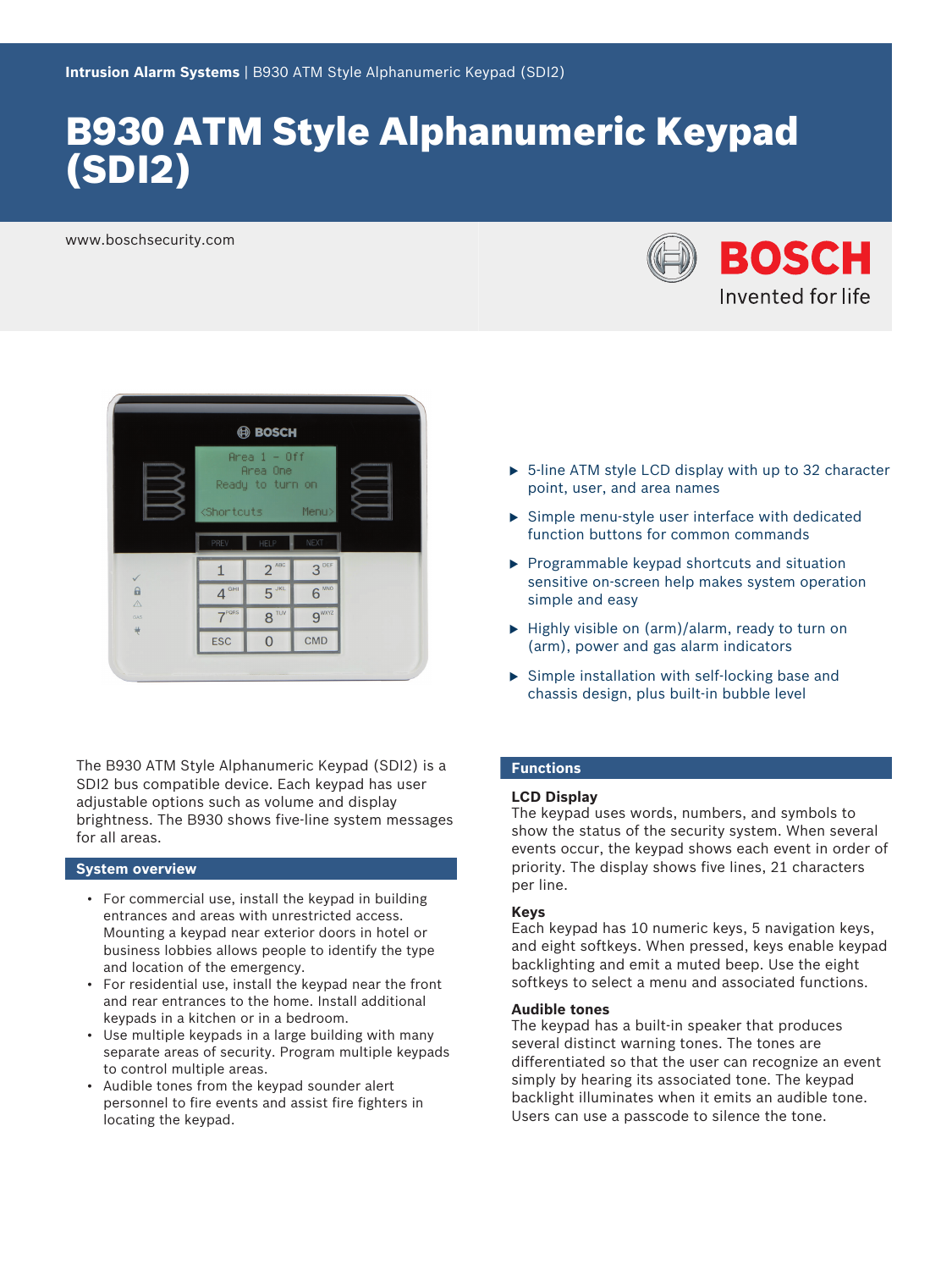Intrusion Alarm Systems | B930 ATM Style Alphanumeric Keypad (SDI2)

# B930 ATM Style Alphanumeric Keypad (SDI2)

www.boschsecurity.com

- 5-line ATM style LCD display with up to 32 character point, user, and area names
- Simple menu-style user interface with dedicated function buttons for common commands
- Programmable keypad shortcuts and situation sensitive on-screen help makes system operation simple and easy
- Highly visible on (arm)/alarm, ready to turn on (arm), power and gas alarm indicators
- Simple installation with self-locking base and chassis design, plus built-in bubble level

The B930 ATM Style Alphanumeric Keypad (SDI2) is a SDI2 bus compatible device. Each keypad has user adjustable options such as volume and display brightness. The B930 shows five-line system messages for all areas.

## System overview

- For commercial use, install the keypad in building entrances and areas with unrestricted access. Mounting a keypad near exterior doors in hotel or business lobbies allows people to identify the type and location of the emergency.
- For residential use, install the keypad near the front and rear entrances to the home. Install additional keypads in a kitchen or in a bedroom.
- Use multiple keypads in a large building with many separate areas of security. Program multiple keypads to control multiple areas.
- Audible tones from the keypad sounder alert personnel to fire events and assist fire fighters in locating the keypad.

## Functions

### LCD Display

The keypad uses words, numbers, and symbols to show the status of the security system. When several events occur, the keypad shows each event in order of priority. The display shows five lines, 21 characters per line.

### Keys

Each keypad has 10 numeric keys, 5 navigation keys, and eight softkeys. When pressed, keys enable keypad backlighting and emit a muted beep. Use the eight softkeys to select a menu and associated functions.

### Audible tones

The keypad has a built-in speaker that produces several distinct warning tones. The tones are differentiated so that the user can recognize an event simply by hearing its associated tone. The keypad backlight illuminates when it emits an audible tone. Users can use a passcode to silence the tone.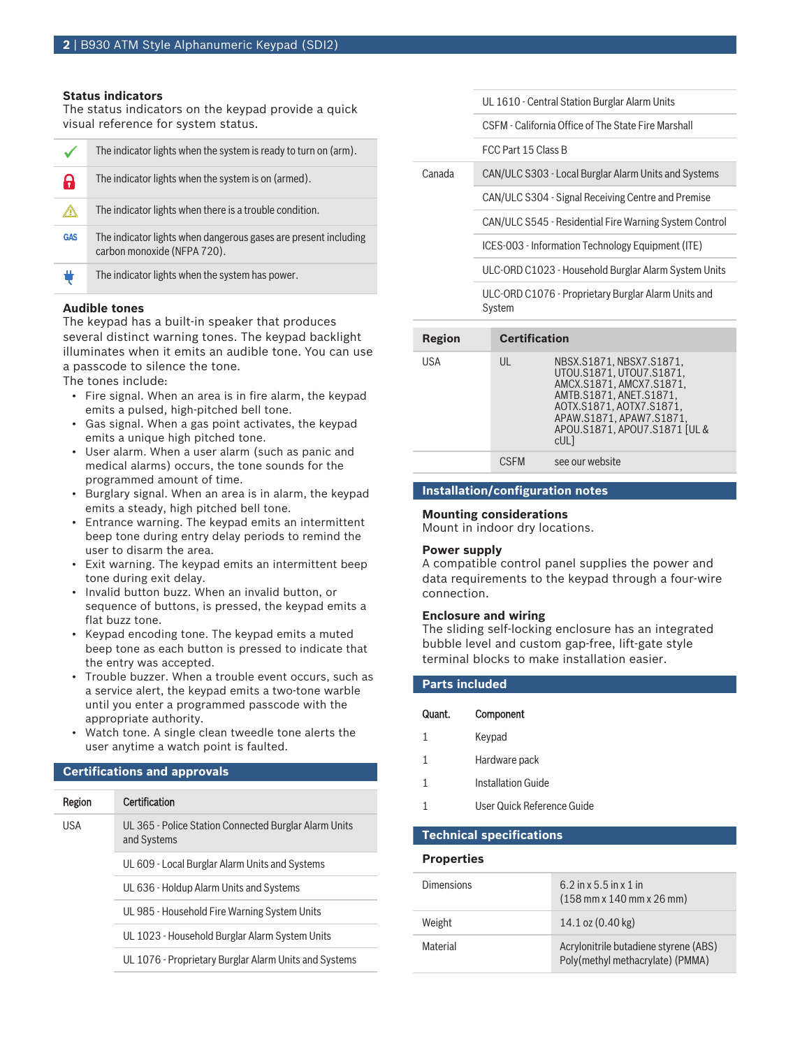### Status indicators

The status indicators on the keypad provide a quick visual reference for system status.

| | |
|---|---|
| ✓ | The indicator lights when the system is ready to turn on (arm). |
| 🔒 | The indicator lights when the system is on (armed). |
| ⚠ | The indicator lights when there is a trouble condition. |
| GAS | The indicator lights when dangerous gases are present including carbon monoxide (NFPA 720). |
| 🔌 | The indicator lights when the system has power. |

### Audible tones

The keypad has a built-in speaker that produces several distinct warning tones. The keypad backlight illuminates when it emits an audible tone. You can use a passcode to silence the tone.

The tones include:

- Fire signal. When an area is in fire alarm, the keypad emits a pulsed, high-pitched bell tone.
- Gas signal. When a gas point activates, the keypad emits a unique high pitched tone.
- User alarm. When a user alarm (such as panic and medical alarms) occurs, the tone sounds for the programmed amount of time.
- Burglary signal. When an area is in alarm, the keypad emits a steady, high pitched bell tone.
- Entrance warning. The keypad emits an intermittent beep tone during entry delay periods to remind the user to disarm the area.
- Exit warning. The keypad emits an intermittent beep tone during exit delay.
- Invalid button buzz. When an invalid button, or sequence of buttons, is pressed, the keypad emits a flat buzz tone.
- Keypad encoding tone. The keypad emits a muted beep tone as each button is pressed to indicate that the entry was accepted.
- Trouble buzzer. When a trouble event occurs, such as a service alert, the keypad emits a two-tone warble until you enter a programmed passcode with the appropriate authority.
- Watch tone. A single clean tweedle tone alerts the user anytime a watch point is faulted.

## Certifications and approvals

| Region | Certification |
|---|---|
| USA | UL 365 - Police Station Connected Burglar Alarm Units and Systems |
| | UL 609 - Local Burglar Alarm Units and Systems |
| | UL 636 - Holdup Alarm Units and Systems |
| | UL 985 - Household Fire Warning System Units |
| | UL 1023 - Household Burglar Alarm System Units |
| | UL 1076 - Proprietary Burglar Alarm Units and Systems |
| | UL 1610 - Central Station Burglar Alarm Units |
| | CSFM - California Office of The State Fire Marshall |
| | FCC Part 15 Class B |
| Canada | CAN/ULC S303 - Local Burglar Alarm Units and Systems |
| | CAN/ULC S304 - Signal Receiving Centre and Premise |
| | CAN/ULC S545 - Residential Fire Warning System Control |
| | ICES-003 - Information Technology Equipment (ITE) |
| | ULC-ORD C1023 - Household Burglar Alarm System Units |
| | ULC-ORD C1076 - Proprietary Burglar Alarm Units and System |

| Region | Certification | |
|---|---|---|
| USA | UL | NBSX.S1871, NBSX7.S1871, UTOU.S1871, UTOU7.S1871, AMCX.S1871, AMCX7.S1871, AMTB.S1871, ANET.S1871, AOTX.S1871, AOTX7.S1871, APAW.S1871, APAW7.S1871, APOU.S1871, APOU7.S1871 [UL & cUL] |
| | CSFM | see our website |

## Installation/configuration notes

### Mounting considerations

Mount in indoor dry locations.

### Power supply

A compatible control panel supplies the power and data requirements to the keypad through a four-wire connection.

### Enclosure and wiring

The sliding self-locking enclosure has an integrated bubble level and custom gap-free, lift-gate style terminal blocks to make installation easier.

## Parts included

| Quant. | Component |
|---|---|
| 1 | Keypad |
| 1 | Hardware pack |
| 1 | Installation Guide |
| 1 | User Quick Reference Guide |

## Technical specifications

### Properties

| | |
|---|---|
| Dimensions | 6.2 in x 5.5 in x 1 in (158 mm x 140 mm x 26 mm) |
| Weight | 14.1 oz (0.40 kg) |
| Material | Acrylonitrile butadiene styrene (ABS) Poly(methyl methacrylate) (PMMA) |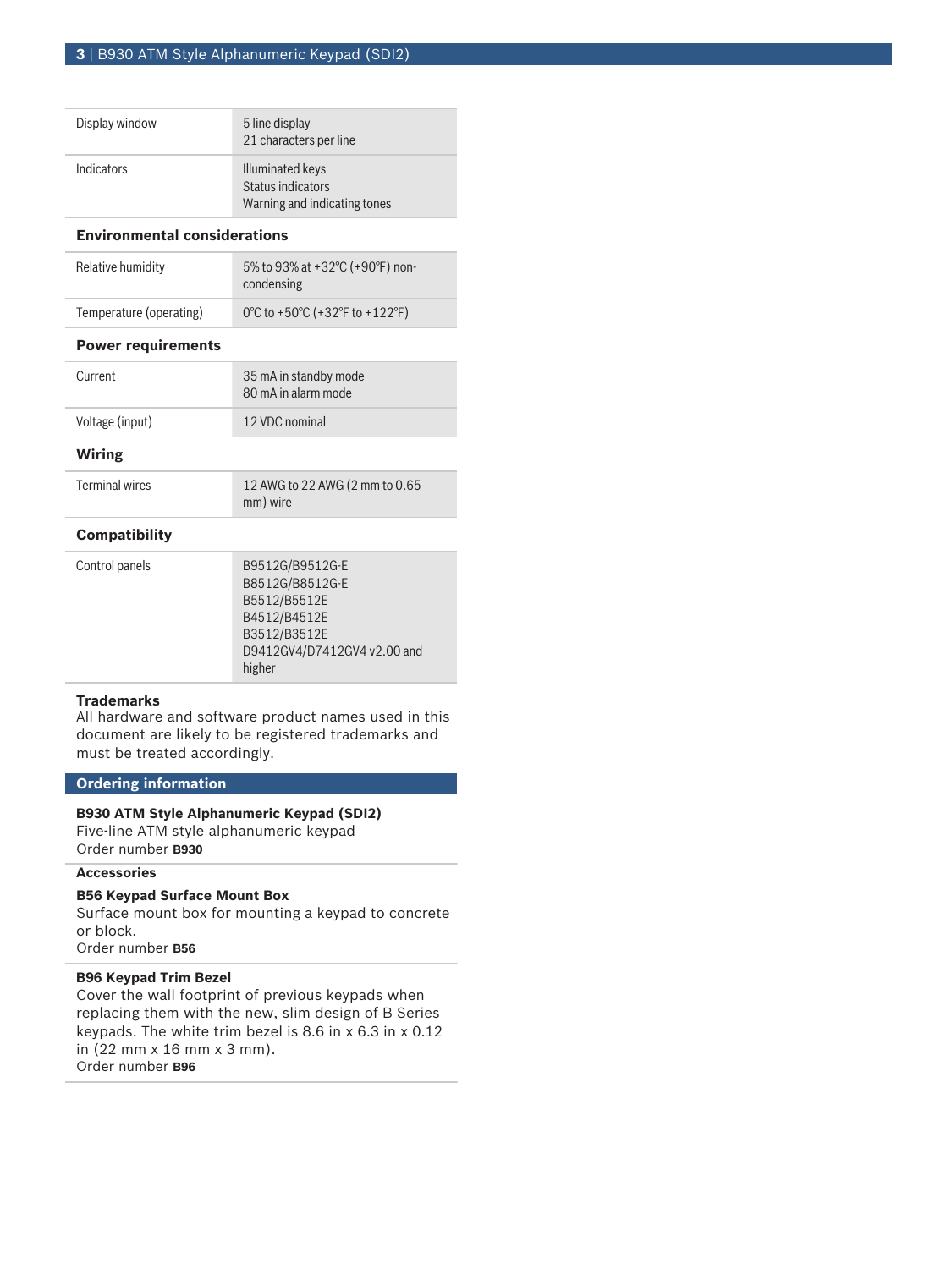| | |
|---|---|
| Display window | 5 line display<br>21 characters per line |
| Indicators | Illuminated keys<br>Status indicators<br>Warning and indicating tones |

### Environmental considerations

| | |
|---|---|
| Relative humidity | 5% to 93% at +32°C (+90°F) non-condensing |
| Temperature (operating) | 0°C to +50°C (+32°F to +122°F) |

### Power requirements

| | |
|---|---|
| Current | 35 mA in standby mode<br>80 mA in alarm mode |
| Voltage (input) | 12 VDC nominal |

### Wiring

| | |
|---|---|
| Terminal wires | 12 AWG to 22 AWG (2 mm to 0.65 mm) wire |

### Compatibility

| | |
|---|---|
| Control panels | B9512G/B9512G-E<br>B8512G/B8512G-E<br>B5512/B5512E<br>B4512/B4512E<br>B3512/B3512E<br>D9412GV4/D7412GV4 v2.00 and higher |

**Trademarks**
All hardware and software product names used in this document are likely to be registered trademarks and must be treated accordingly.

## Ordering information

**B930 ATM Style Alphanumeric Keypad (SDI2)**
Five-line ATM style alphanumeric keypad
Order number **B930**

### Accessories

**B56 Keypad Surface Mount Box**
Surface mount box for mounting a keypad to concrete or block.
Order number **B56**

**B96 Keypad Trim Bezel**
Cover the wall footprint of previous keypads when replacing them with the new, slim design of B Series keypads. The white trim bezel is 8.6 in x 6.3 in x 0.12 in (22 mm x 16 mm x 3 mm).
Order number **B96**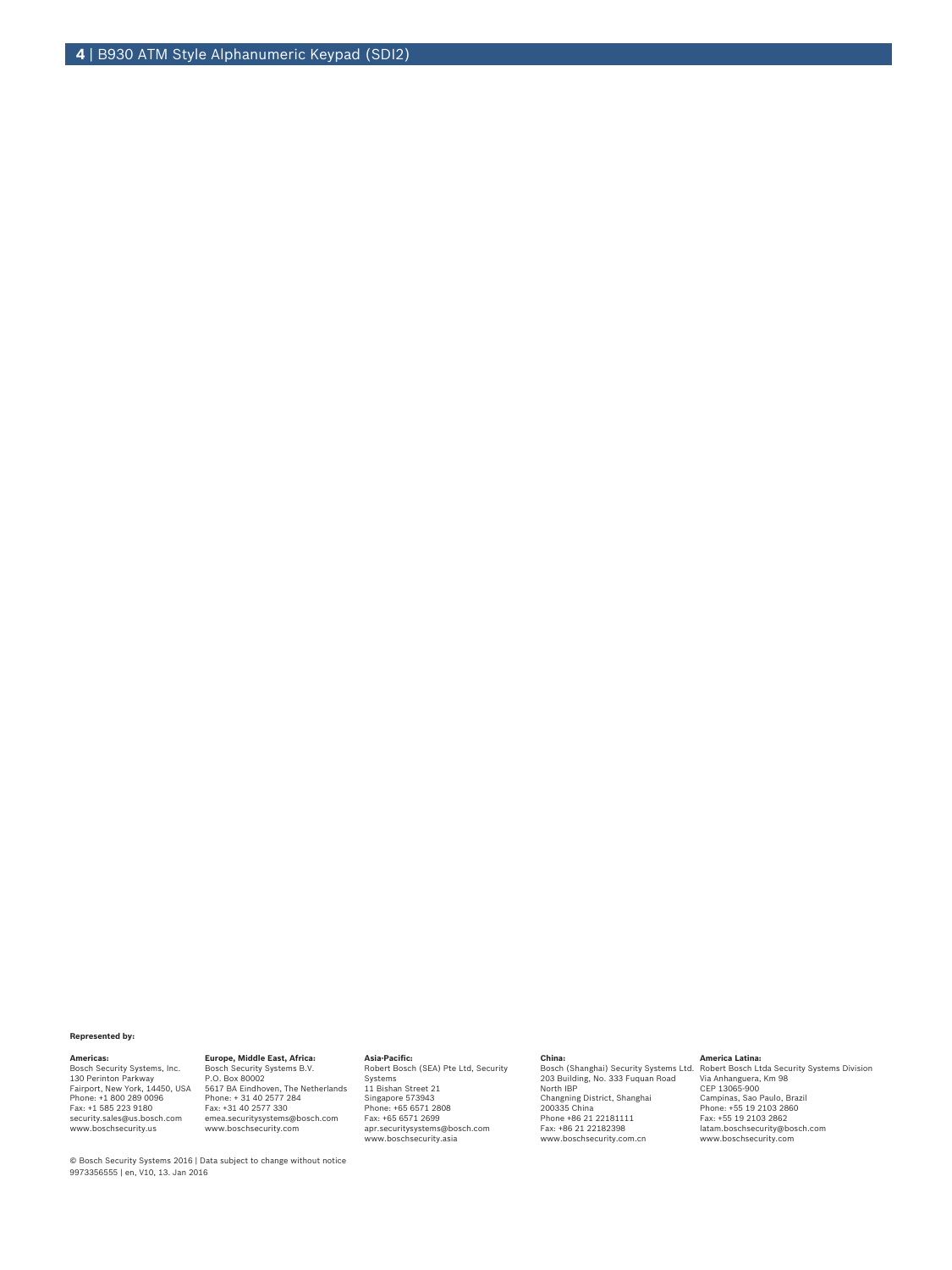**Represented by:**

**Americas:**
Bosch Security Systems, Inc.
130 Perinton Parkway
Fairport, New York, 14450, USA
Phone: +1 800 289 0096
Fax: +1 585 223 9180
security.sales@us.bosch.com
www.boschsecurity.us

**Europe, Middle East, Africa:**
Bosch Security Systems B.V.
P.O. Box 80002
5617 BA Eindhoven, The Netherlands
Phone: + 31 40 2577 284
Fax: +31 40 2577 330
emea.securitysystems@bosch.com
www.boschsecurity.com

**Asia-Pacific:**
Robert Bosch (SEA) Pte Ltd, Security Systems
11 Bishan Street 21
Singapore 573943
Phone: +65 6571 2808
Fax: +65 6571 2699
apr.securitysystems@bosch.com
www.boschsecurity.asia

**China:**
Bosch (Shanghai) Security Systems Ltd.
203 Building, No. 333 Fuquan Road
North IBP
Changning District, Shanghai
200335 China
Phone +86 21 22181111
Fax: +86 21 22182398
www.boschsecurity.com.cn

**America Latina:**
Robert Bosch Ltda Security Systems Division
Via Anhanguera, Km 98
CEP 13065-900
Campinas, Sao Paulo, Brazil
Phone: +55 19 2103 2860
Fax: +55 19 2103 2862
latam.boschsecurity@bosch.com
www.boschsecurity.com

© Bosch Security Systems 2016 | Data subject to change without notice
9973356555 | en, V10, 13. Jan 2016